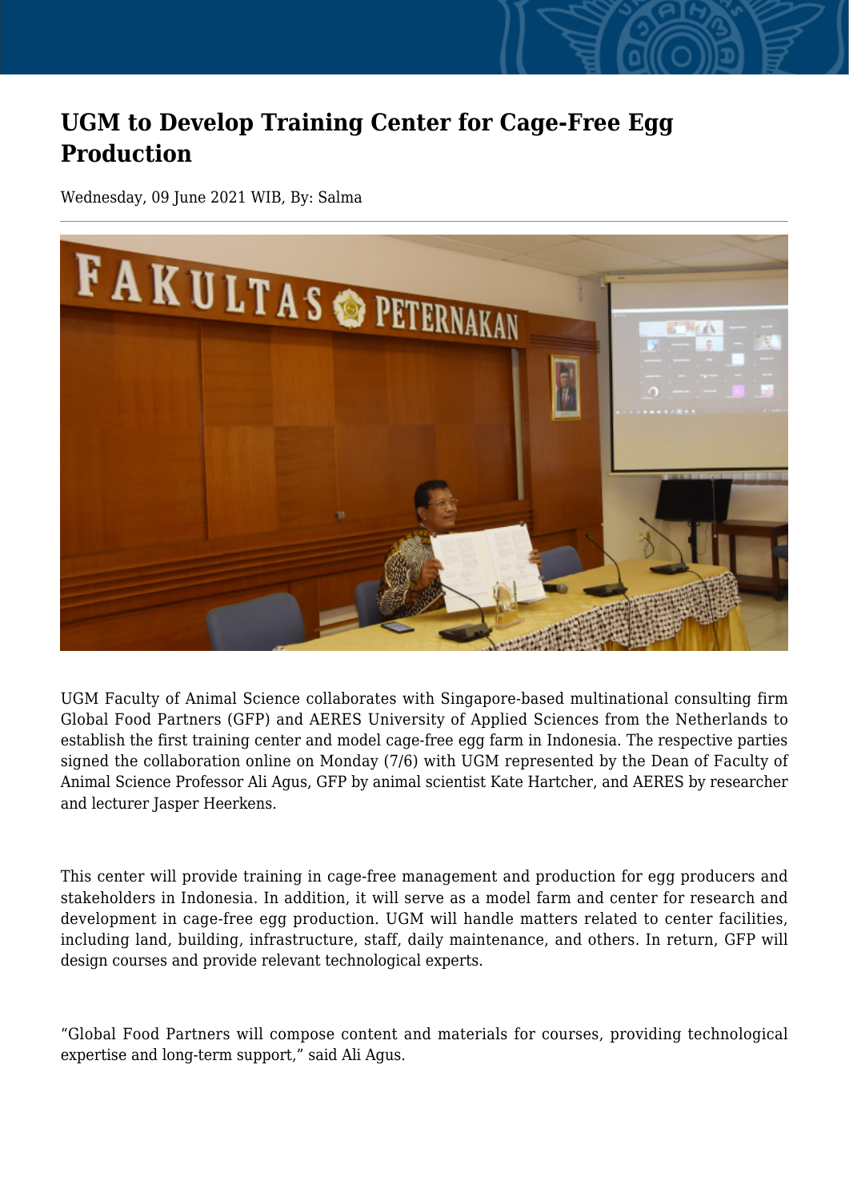# UGM to Develop Training Center for Cage-Free Egg Production

Wednesday, 09 June 2021 WIB, By: Salma

UGM Faculty of Animal Science collaborates with Singapore-based multinational consulting firm Global Food Partners (GFP) and AERES University of Applied Sciences from the Netherlands to establish the first training center and model cage-free egg farm in Indonesia. The respective parties signed the collaboration online on Monday (7/6) with UGM represented by the Dean of Faculty of Animal Science Professor Ali Agus, GFP by animal scientist Kate Hartcher, and AERES by researcher and lecturer Jasper Heerkens.

This center will provide training in cage-free management and production for egg producers and stakeholders in Indonesia. In addition, it will serve as a model farm and center for research and development in cage-free egg production. UGM will handle matters related to center facilities, including land, building, infrastructure, staff, daily maintenance, and others. In return, GFP will design courses and provide relevant technological experts.

“Global Food Partners will compose content and materials for courses, providing technological expertise and long-term support,” said Ali Agus.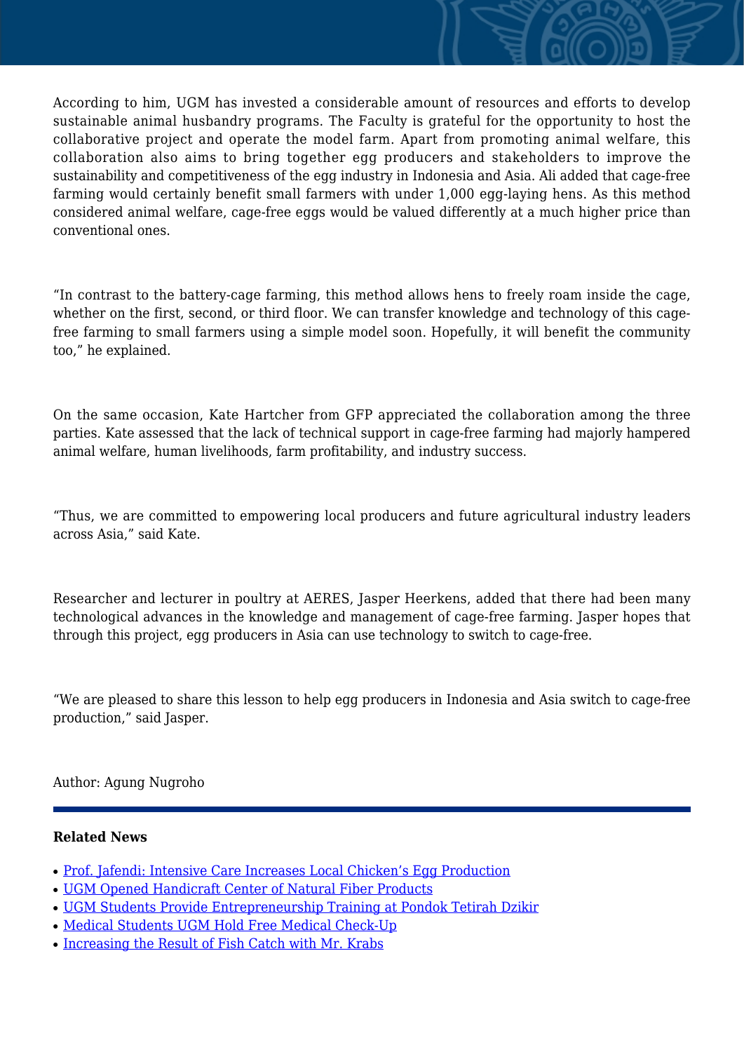According to him, UGM has invested a considerable amount of resources and efforts to develop sustainable animal husbandry programs. The Faculty is grateful for the opportunity to host the collaborative project and operate the model farm. Apart from promoting animal welfare, this collaboration also aims to bring together egg producers and stakeholders to improve the sustainability and competitiveness of the egg industry in Indonesia and Asia. Ali added that cage-free farming would certainly benefit small farmers with under 1,000 egg-laying hens. As this method considered animal welfare, cage-free eggs would be valued differently at a much higher price than conventional ones.

"In contrast to the battery-cage farming, this method allows hens to freely roam inside the cage, whether on the first, second, or third floor. We can transfer knowledge and technology of this cage-free farming to small farmers using a simple model soon. Hopefully, it will benefit the community too," he explained.

On the same occasion, Kate Hartcher from GFP appreciated the collaboration among the three parties. Kate assessed that the lack of technical support in cage-free farming had majorly hampered animal welfare, human livelihoods, farm profitability, and industry success.

"Thus, we are committed to empowering local producers and future agricultural industry leaders across Asia," said Kate.

Researcher and lecturer in poultry at AERES, Jasper Heerkens, added that there had been many technological advances in the knowledge and management of cage-free farming. Jasper hopes that through this project, egg producers in Asia can use technology to switch to cage-free.

"We are pleased to share this lesson to help egg producers in Indonesia and Asia switch to cage-free production," said Jasper.

Author: Agung Nugroho

**Related News**

- Prof. Jafendi: Intensive Care Increases Local Chicken's Egg Production
- UGM Opened Handicraft Center of Natural Fiber Products
- UGM Students Provide Entrepreneurship Training at Pondok Tetirah Dzikir
- Medical Students UGM Hold Free Medical Check-Up
- Increasing the Result of Fish Catch with Mr. Krabs